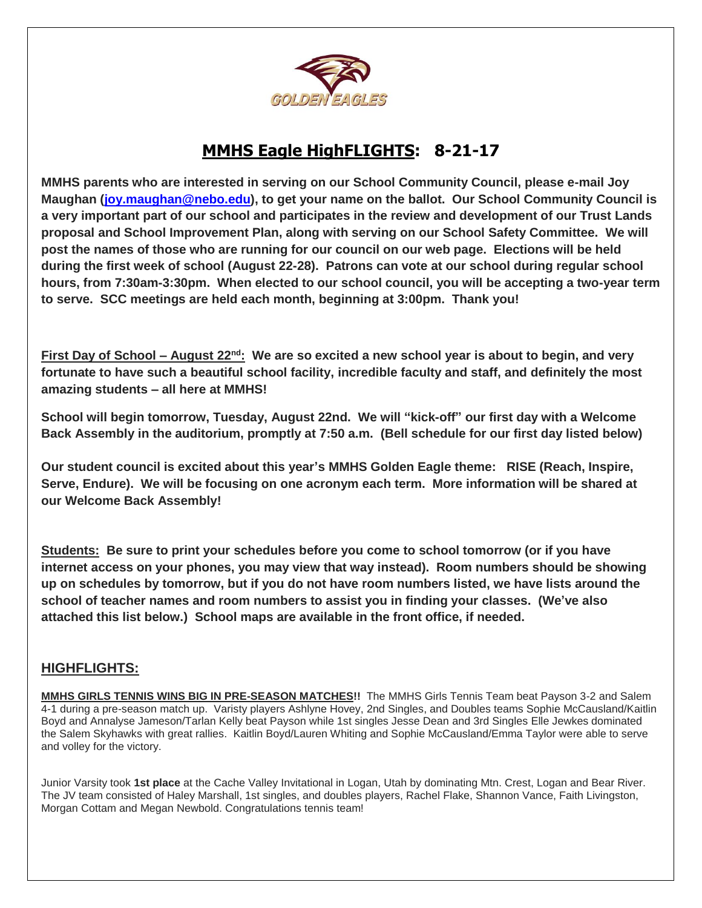GOLDEN EAGLES

# MMHS Eagle HighFLIGHTS: 8-21-17

**MMHS parents who are interested in serving on our School Community Council, please e-mail Joy Maughan ([joy.maughan@nebo.edu](mailto:joy.maughan@nebo.edu)), to get your name on the ballot. Our School Community Council is a very important part of our school and participates in the review and development of our Trust Lands proposal and School Improvement Plan, along with serving on our School Safety Committee. We will post the names of those who are running for our council on our web page. Elections will be held during the first week of school (August 22-28). Patrons can vote at our school during regular school hours, from 7:30am-3:30pm. When elected to our school council, you will be accepting a two-year term to serve. SCC meetings are held each month, beginning at 3:00pm. Thank you!**

**First Day of School – August 22nd: We are so excited a new school year is about to begin, and very fortunate to have such a beautiful school facility, incredible faculty and staff, and definitely the most amazing students – all here at MMHS!**

**School will begin tomorrow, Tuesday, August 22nd. We will "kick-off" our first day with a Welcome Back Assembly in the auditorium, promptly at 7:50 a.m. (Bell schedule for our first day listed below)**

**Our student council is excited about this year's MMHS Golden Eagle theme: RISE (Reach, Inspire, Serve, Endure). We will be focusing on one acronym each term. More information will be shared at our Welcome Back Assembly!**

**Students: Be sure to print your schedules before you come to school tomorrow (or if you have internet access on your phones, you may view that way instead). Room numbers should be showing up on schedules by tomorrow, but if you do not have room numbers listed, we have lists around the school of teacher names and room numbers to assist you in finding your classes. (We've also attached this list below.) School maps are available in the front office, if needed.**

## HIGHFLIGHTS:

**MMHS GIRLS TENNIS WINS BIG IN PRE-SEASON MATCHES!!** The MMHS Girls Tennis Team beat Payson 3-2 and Salem 4-1 during a pre-season match up. Varisty players Ashlyne Hovey, 2nd Singles, and Doubles teams Sophie McCausland/Kaitlin Boyd and Annalyse Jameson/Tarlan Kelly beat Payson while 1st singles Jesse Dean and 3rd Singles Elle Jewkes dominated the Salem Skyhawks with great rallies. Kaitlin Boyd/Lauren Whiting and Sophie McCausland/Emma Taylor were able to serve and volley for the victory.

Junior Varsity took **1st place** at the Cache Valley Invitational in Logan, Utah by dominating Mtn. Crest, Logan and Bear River. The JV team consisted of Haley Marshall, 1st singles, and doubles players, Rachel Flake, Shannon Vance, Faith Livingston, Morgan Cottam and Megan Newbold. Congratulations tennis team!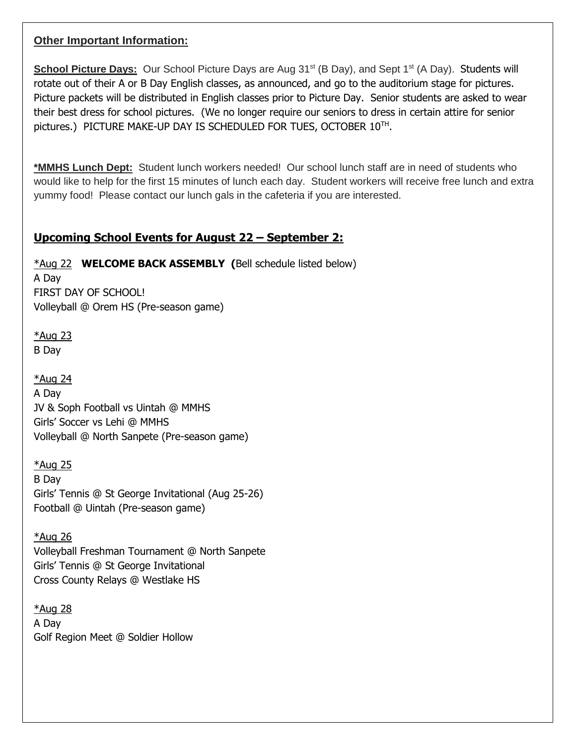**Other Important Information:**

**School Picture Days:** Our School Picture Days are Aug 31st (B Day), and Sept 1st (A Day). Students will rotate out of their A or B Day English classes, as announced, and go to the auditorium stage for pictures. Picture packets will be distributed in English classes prior to Picture Day. Senior students are asked to wear their best dress for school pictures. (We no longer require our seniors to dress in certain attire for senior pictures.) PICTURE MAKE-UP DAY IS SCHEDULED FOR TUES, OCTOBER 10TH.

**\*MMHS Lunch Dept:** Student lunch workers needed! Our school lunch staff are in need of students who would like to help for the first 15 minutes of lunch each day. Student workers will receive free lunch and extra yummy food! Please contact our lunch gals in the cafeteria if you are interested.

## Upcoming School Events for August 22 – September 2:

*Aug 22 **WELCOME BACK ASSEMBLY (**Bell schedule listed below)
A Day
FIRST DAY OF SCHOOL!
Volleyball @ Orem HS (Pre-season game)

*Aug 23
B Day

*Aug 24
A Day
JV & Soph Football vs Uintah @ MMHS
Girls' Soccer vs Lehi @ MMHS
Volleyball @ North Sanpete (Pre-season game)

*Aug 25
B Day
Girls' Tennis @ St George Invitational (Aug 25-26)
Football @ Uintah (Pre-season game)

*Aug 26
Volleyball Freshman Tournament @ North Sanpete
Girls' Tennis @ St George Invitational
Cross County Relays @ Westlake HS

*Aug 28
A Day
Golf Region Meet @ Soldier Hollow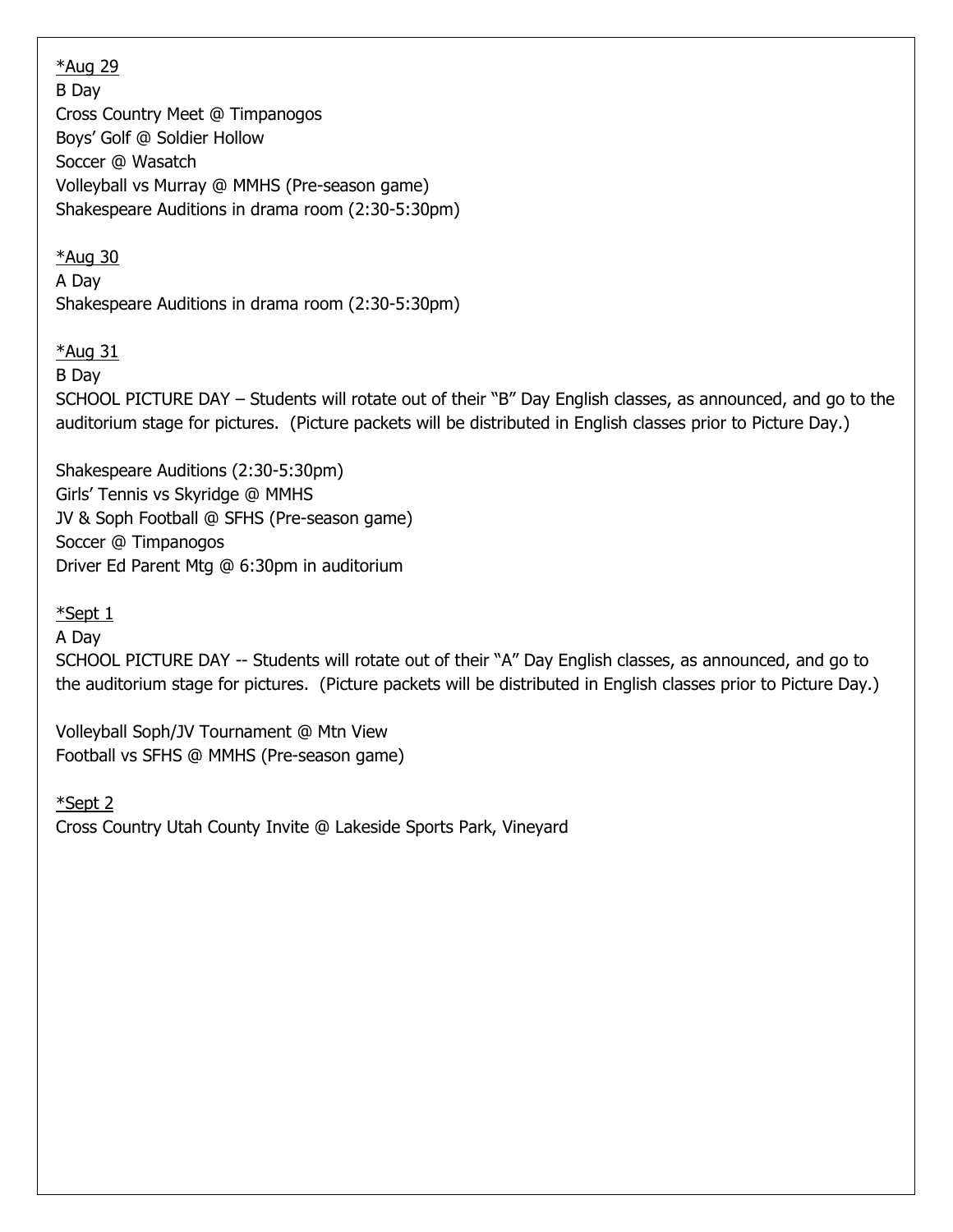<u>*Aug 29</u>
B Day
Cross Country Meet @ Timpanogos
Boys' Golf @ Soldier Hollow
Soccer @ Wasatch
Volleyball vs Murray @ MMHS (Pre-season game)
Shakespeare Auditions in drama room (2:30-5:30pm)

<u>*Aug 30</u>
A Day
Shakespeare Auditions in drama room (2:30-5:30pm)

<u>*Aug 31</u>
B Day
SCHOOL PICTURE DAY – Students will rotate out of their "B" Day English classes, as announced, and go to the auditorium stage for pictures. (Picture packets will be distributed in English classes prior to Picture Day.)

Shakespeare Auditions (2:30-5:30pm)
Girls' Tennis vs Skyridge @ MMHS
JV & Soph Football @ SFHS (Pre-season game)
Soccer @ Timpanogos
Driver Ed Parent Mtg @ 6:30pm in auditorium

<u>*Sept 1</u>
A Day
SCHOOL PICTURE DAY -- Students will rotate out of their "A" Day English classes, as announced, and go to the auditorium stage for pictures. (Picture packets will be distributed in English classes prior to Picture Day.)

Volleyball Soph/JV Tournament @ Mtn View
Football vs SFHS @ MMHS (Pre-season game)

<u>*Sept 2</u>
Cross Country Utah County Invite @ Lakeside Sports Park, Vineyard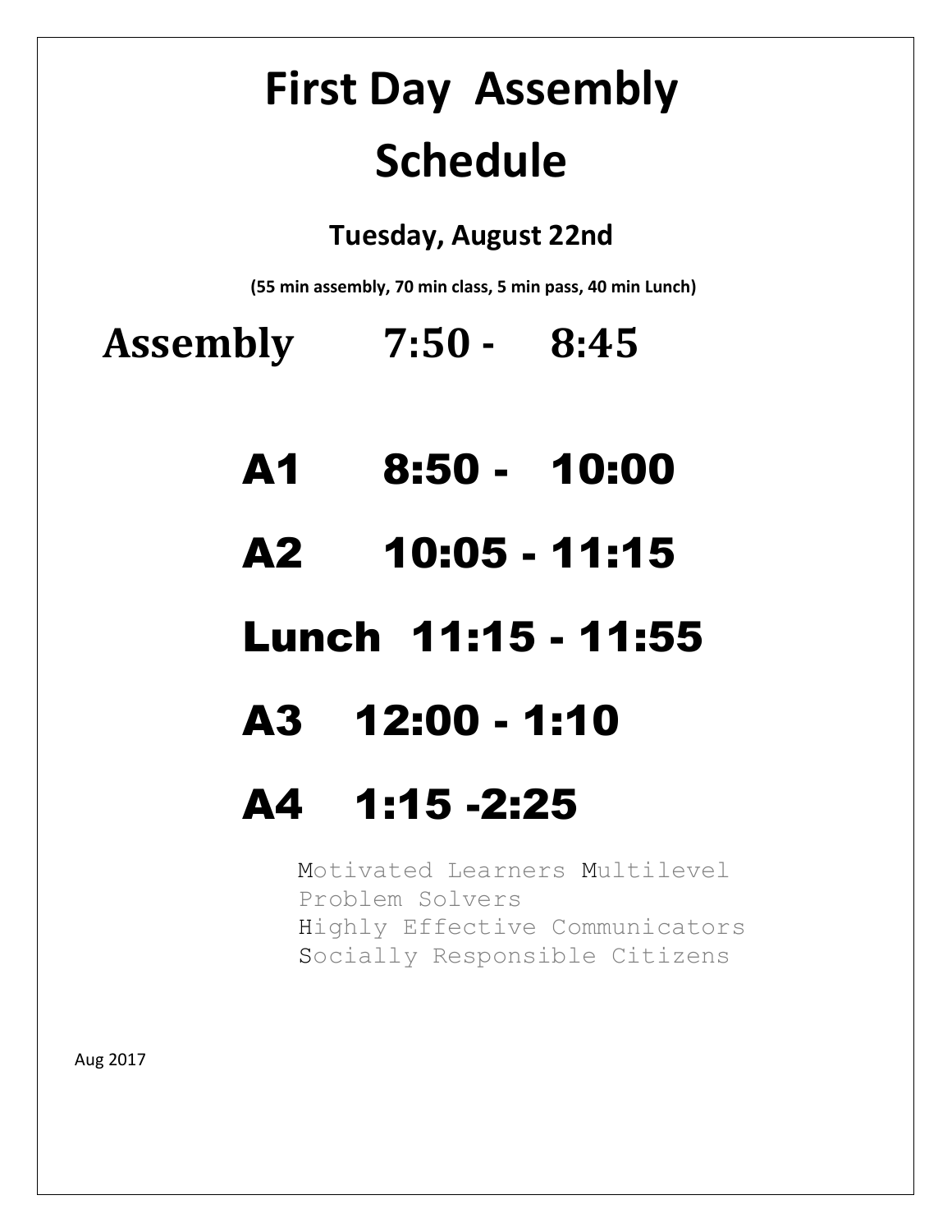# First Day Assembly Schedule

**Tuesday, August 22nd**

**(55 min assembly, 70 min class, 5 min pass, 40 min Lunch)**

**Assembly 7:50 - 8:45**

**A1 8:50 - 10:00**

**A2 10:05 - 11:15**

**Lunch 11:15 - 11:55**

**A3 12:00 - 1:10**

**A4 1:15 -2:25**

Motivated Learners Multilevel
Problem Solvers
Highly Effective Communicators
Socially Responsible Citizens

Aug 2017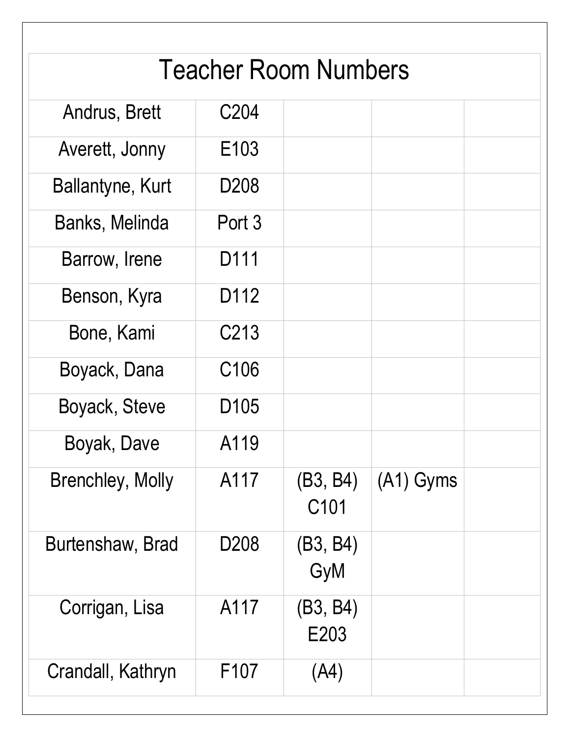# Teacher Room Numbers

| | | | | |
|---|---|---|---|---|
| Andrus, Brett | C204 | | | |
| Averett, Jonny | E103 | | | |
| Ballantyne, Kurt | D208 | | | |
| Banks, Melinda | Port 3 | | | |
| Barrow, Irene | D111 | | | |
| Benson, Kyra | D112 | | | |
| Bone, Kami | C213 | | | |
| Boyack, Dana | C106 | | | |
| Boyack, Steve | D105 | | | |
| Boyak, Dave | A119 | | | |
| Brenchley, Molly | A117 | (B3, B4) C101 | (A1) Gyms | |
| Burtenshaw, Brad | D208 | (B3, B4) GyM | | |
| Corrigan, Lisa | A117 | (B3, B4) E203 | | |
| Crandall, Kathryn | F107 | (A4) | | |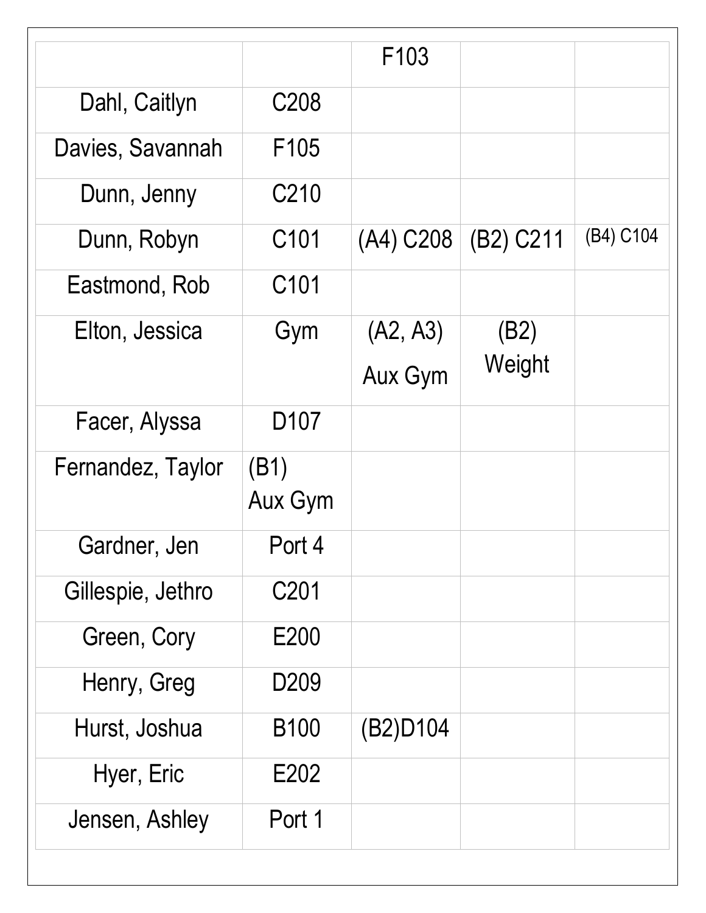| | | F103 | | |
|---|---|---|---|---|
| Dahl, Caitlyn | C208 | | | |
| Davies, Savannah | F105 | | | |
| Dunn, Jenny | C210 | | | |
| Dunn, Robyn | C101 | (A4) C208 | (B2) C211 | (B4) C104 |
| Eastmond, Rob | C101 | | | |
| Elton, Jessica | Gym | (A2, A3) Aux Gym | (B2) Weight | |
| Facer, Alyssa | D107 | | | |
| Fernandez, Taylor | (B1) Aux Gym | | | |
| Gardner, Jen | Port 4 | | | |
| Gillespie, Jethro | C201 | | | |
| Green, Cory | E200 | | | |
| Henry, Greg | D209 | | | |
| Hurst, Joshua | B100 | (B2)D104 | | |
| Hyer, Eric | E202 | | | |
| Jensen, Ashley | Port 1 | | | |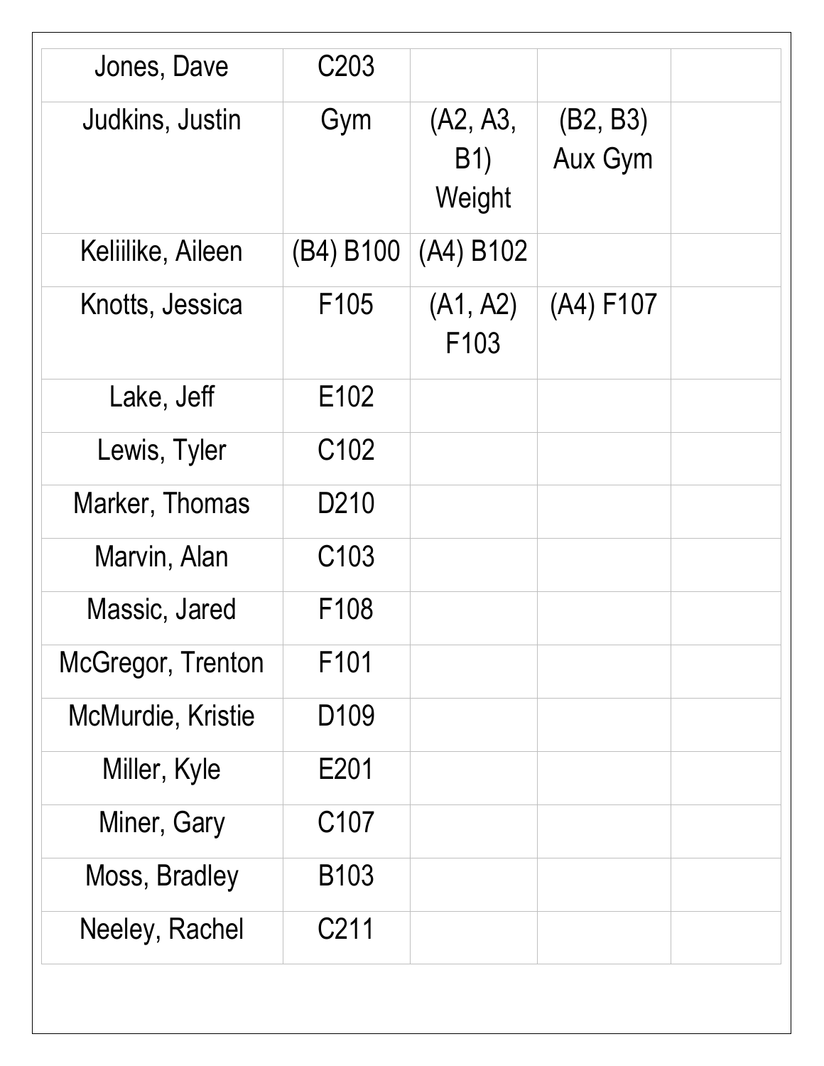| | | | | |
|---|---|---|---|---|
| Jones, Dave | C203 | | | |
| Judkins, Justin | Gym | (A2, A3, B1) Weight | (B2, B3) Aux Gym | |
| Keliilike, Aileen | (B4) B100 | (A4) B102 | | |
| Knotts, Jessica | F105 | (A1, A2) F103 | (A4) F107 | |
| Lake, Jeff | E102 | | | |
| Lewis, Tyler | C102 | | | |
| Marker, Thomas | D210 | | | |
| Marvin, Alan | C103 | | | |
| Massic, Jared | F108 | | | |
| McGregor, Trenton | F101 | | | |
| McMurdie, Kristie | D109 | | | |
| Miller, Kyle | E201 | | | |
| Miner, Gary | C107 | | | |
| Moss, Bradley | B103 | | | |
| Neeley, Rachel | C211 | | | |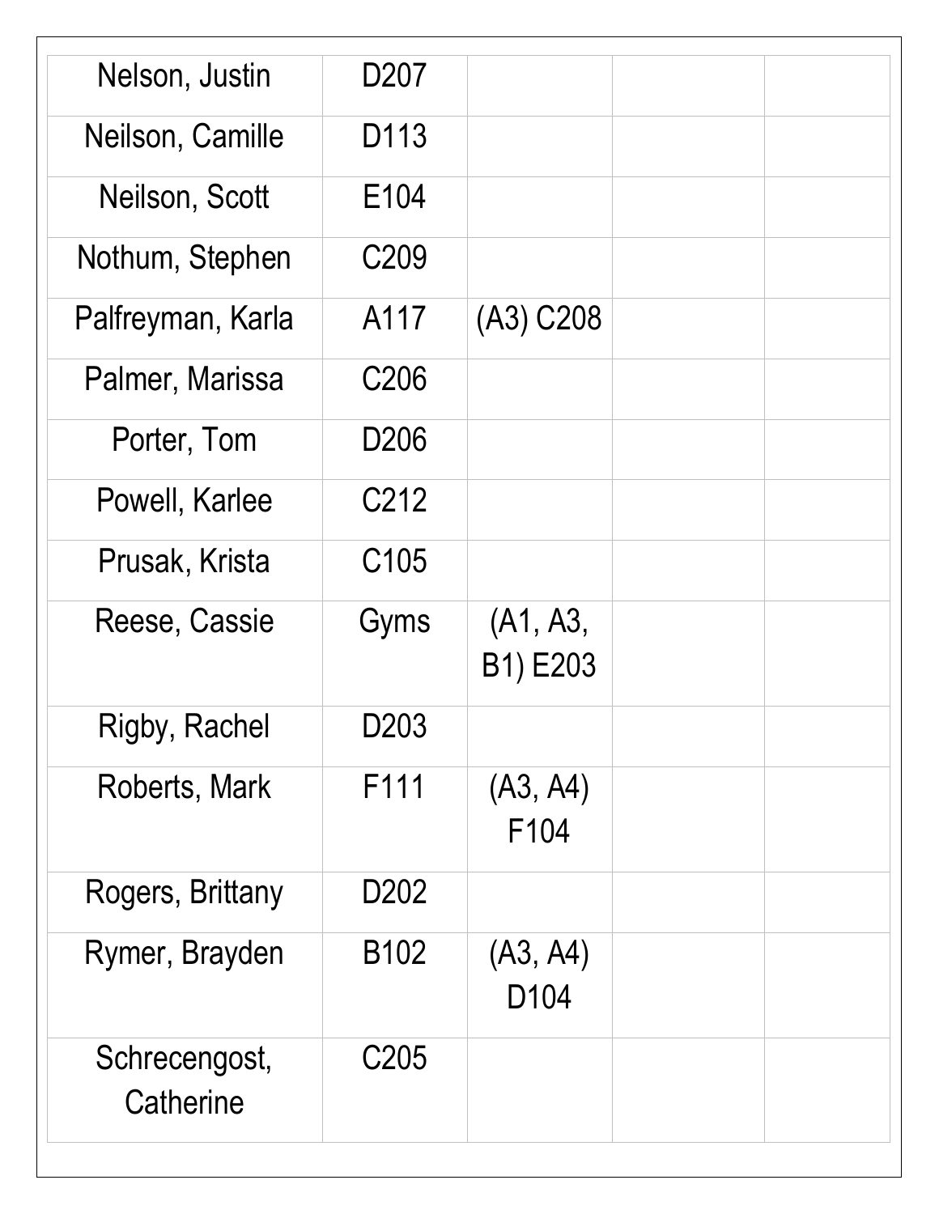| | | | | |
|---|---|---|---|---|
| Nelson, Justin | D207 | | | |
| Neilson, Camille | D113 | | | |
| Neilson, Scott | E104 | | | |
| Nothum, Stephen | C209 | | | |
| Palfreyman, Karla | A117 | (A3) C208 | | |
| Palmer, Marissa | C206 | | | |
| Porter, Tom | D206 | | | |
| Powell, Karlee | C212 | | | |
| Prusak, Krista | C105 | | | |
| Reese, Cassie | Gyms | (A1, A3, B1) E203 | | |
| Rigby, Rachel | D203 | | | |
| Roberts, Mark | F111 | (A3, A4) F104 | | |
| Rogers, Brittany | D202 | | | |
| Rymer, Brayden | B102 | (A3, A4) D104 | | |
| Schrecengost, Catherine | C205 | | | |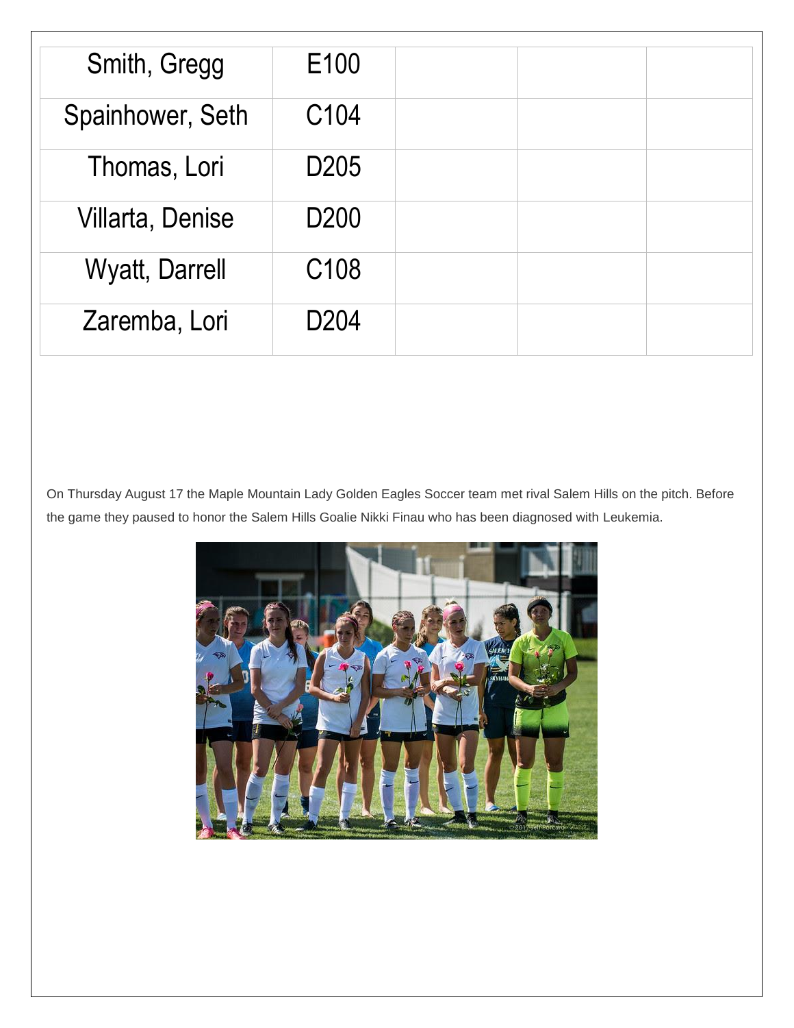| Smith, Gregg | E100 | | | |
|---|---|---|---|---|
| Spainhower, Seth | C104 | | | |
| Thomas, Lori | D205 | | | |
| Villarta, Denise | D200 | | | |
| Wyatt, Darrell | C108 | | | |
| Zaremba, Lori | D204 | | | |

On Thursday August 17 the Maple Mountain Lady Golden Eagles Soccer team met rival Salem Hills on the pitch. Before the game they paused to honor the Salem Hills Goalie Nikki Finau who has been diagnosed with Leukemia.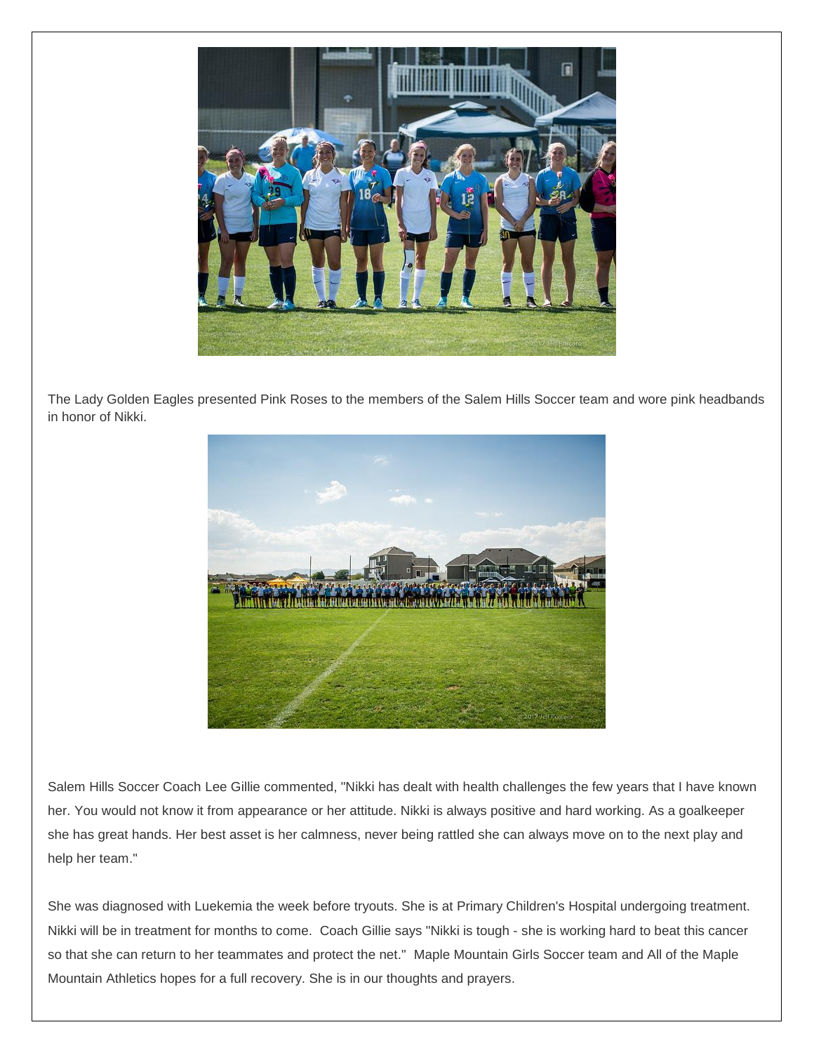The Lady Golden Eagles presented Pink Roses to the members of the Salem Hills Soccer team and wore pink headbands in honor of Nikki.

Salem Hills Soccer Coach Lee Gillie commented, "Nikki has dealt with health challenges the few years that I have known her. You would not know it from appearance or her attitude. Nikki is always positive and hard working. As a goalkeeper she has great hands. Her best asset is her calmness, never being rattled she can always move on to the next play and help her team."

She was diagnosed with Luekemia the week before tryouts. She is at Primary Children's Hospital undergoing treatment. Nikki will be in treatment for months to come. Coach Gillie says "Nikki is tough - she is working hard to beat this cancer so that she can return to her teammates and protect the net." Maple Mountain Girls Soccer team and All of the Maple Mountain Athletics hopes for a full recovery. She is in our thoughts and prayers.